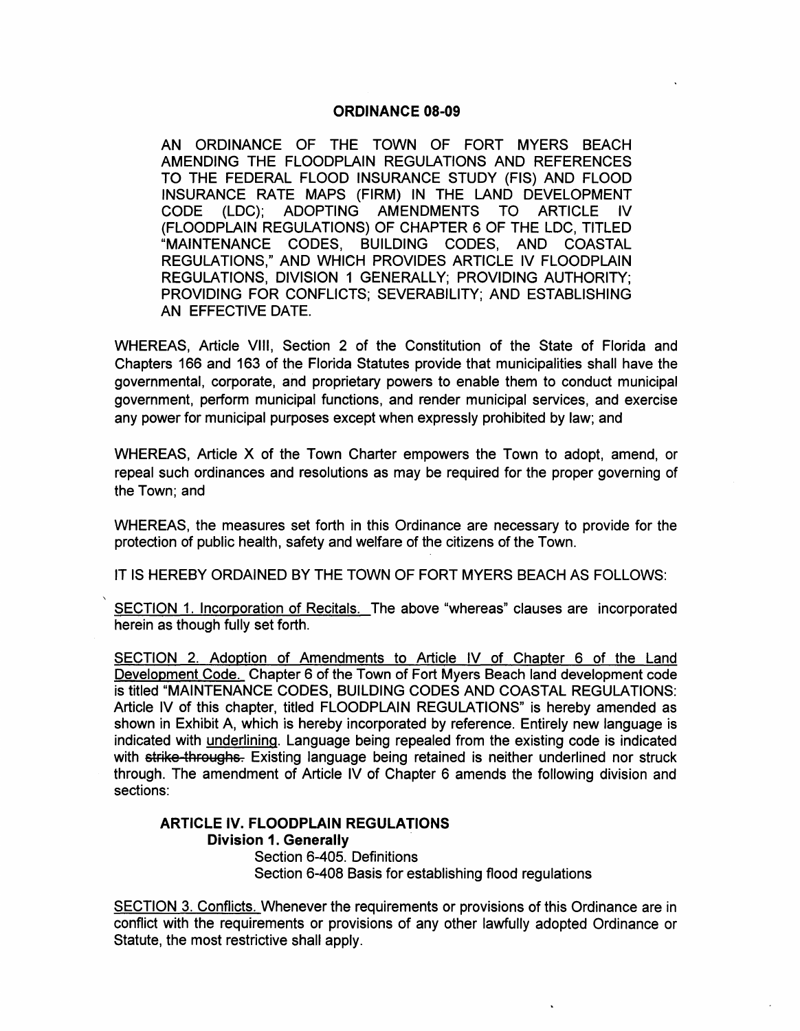# ORDINANCE 08-09

AN ORDINANCE OF THE TOWN OF FORT MYERS BEACH AMENDING THE FLOODPLAIN REGULATIONS AND REFERENCES TO THE FEDERAL FLOOD INSURANCE STUDY (FIS) AND FLOOD INSURANCE RATE MAPS (FIRM) IN THE LAND DEVELOPMENT CODE (LDC); ADOPTING AMENDMENTS TO ARTICLE IV (FLOODPLAIN REGULATIONS) OF CHAPTER 6 OF THE LDC, TITLED "MAINTENANCE CODES, BUILDING CODES, AND COASTAL REGULATIONS," AND WHICH PROVIDES ARTICLE IV FLOODPLAIN REGULATIONS, DIVISION 1 GENERALLY; PROVIDING AUTHORITY; PROVIDING FOR CONFLICTS; SEVERABILITY; AND ESTABLISHING AN EFFECTIVE DATE.

WHEREAS, Article VIII, Section 2 of the Constitution of the State of Florida and Chapters 166 and 163 of the Florida Statutes provide that municipalities shall have the governmental, corporate, and proprietary powers to enable them to conduct municipal government, perform municipal functions, and render municipal services, and exercise any power for municipal purposes except when expressly prohibited by law; and

WHEREAS, Article X of the Town Charter empowers the Town to adopt, amend, or repeal such ordinances and resolutions as may be required for the proper governing of the Town; and

WHEREAS, the measures set forth in this Ordinance are necessary to provide for the protection of public health, safety and welfare of the citizens of the Town.

IT IS HEREBY ORDAINED BY THE TOWN OF FORT MYERS BEACH AS FOLLOWS:

<u>SECTION 1. Incorporation of Recitals.</u> The above "whereas" clauses are incorporated herein as though fully set forth.

<u>SECTION 2. Adoption of Amendments to Article IV of Chapter 6 of the Land Development Code.</u> Chapter 6 of the Town of Fort Myers Beach land development code is titled "MAINTENANCE CODES, BUILDING CODES AND COASTAL REGULATIONS: Article IV of this chapter, titled FLOODPLAIN REGULATIONS" is hereby amended as shown in Exhibit A, which is hereby incorporated by reference. Entirely new language is indicated with <u>underlining</u>. Language being repealed from the existing code is indicated with ~~strike-throughs.~~ Existing language being retained is neither underlined nor struck through. The amendment of Article IV of Chapter 6 amends the following division and sections:

**ARTICLE IV. FLOODPLAIN REGULATIONS**

**Division 1. Generally**

Section 6-405. Definitions

Section 6-408 Basis for establishing flood regulations

<u>SECTION 3. Conflicts.</u> Whenever the requirements or provisions of this Ordinance are in conflict with the requirements or provisions of any other lawfully adopted Ordinance or Statute, the most restrictive shall apply.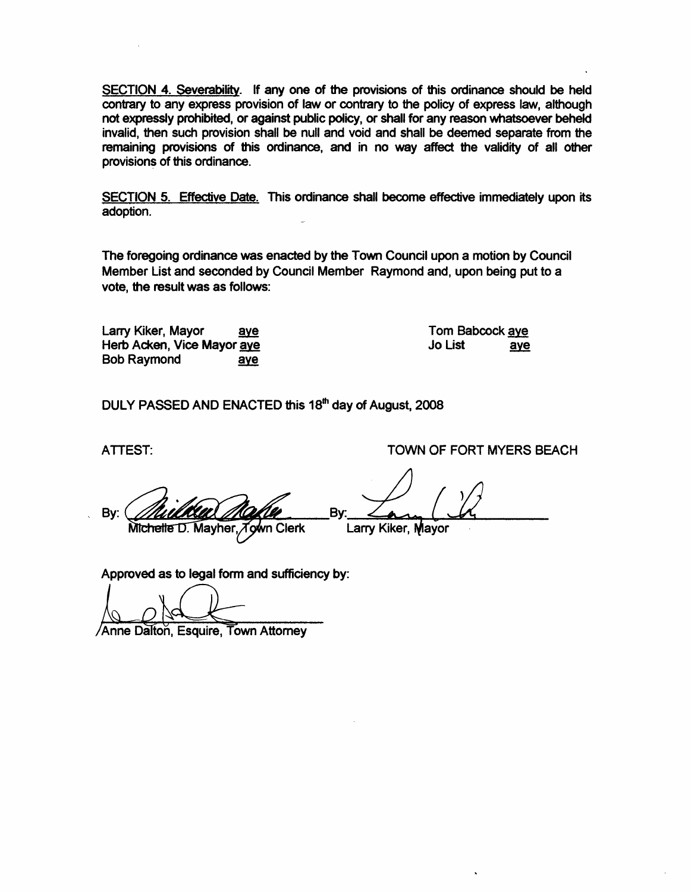<u>SECTION 4. Severability</u>. If any one of the provisions of this ordinance should be held contrary to any express provision of law or contrary to the policy of express law, although not expressly prohibited, or against public policy, or shall for any reason whatsoever beheld invalid, then such provision shall be null and void and shall be deemed separate from the remaining provisions of this ordinance, and in no way affect the validity of all other provisions of this ordinance.

<u>SECTION 5. Effective Date.</u> This ordinance shall become effective immediately upon its adoption.

The foregoing ordinance was enacted by the Town Council upon a motion by Council Member List and seconded by Council Member Raymond and, upon being put to a vote, the result was as follows:

| | | | |
|---|---|---|---|
| Larry Kiker, Mayor | <u>aye</u> | Tom Babcock | <u>aye</u> |
| Herb Acken, Vice Mayor | <u>aye</u> | Jo List | <u>aye</u> |
| Bob Raymond | <u>aye</u> | | |

DULY PASSED AND ENACTED this 18th day of August, 2008

ATTEST: TOWN OF FORT MYERS BEACH

By: ______________________ By: ______________________
Michelle D. Mayher, Town Clerk Larry Kiker, Mayor

Approved as to legal form and sufficiency by:

______________________
Anne Dalton, Esquire, Town Attorney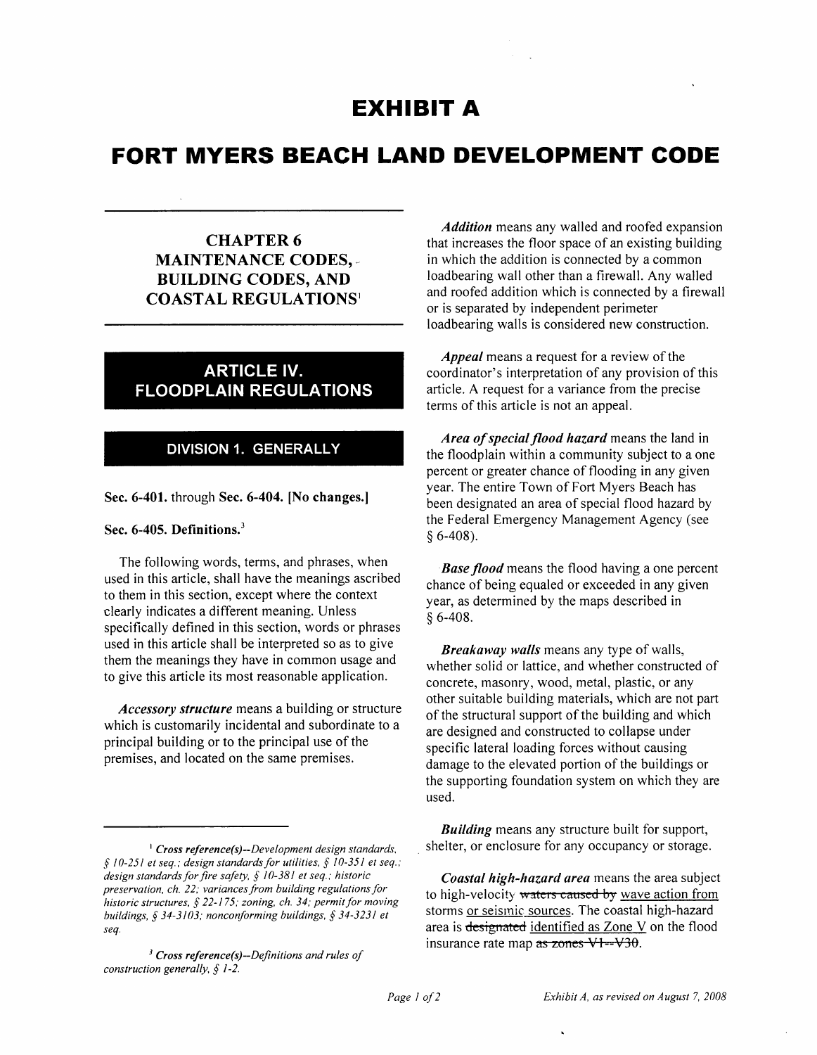# EXHIBIT A

# FORT MYERS BEACH LAND DEVELOPMENT CODE

## CHAPTER 6 MAINTENANCE CODES, BUILDING CODES, AND COASTAL REGULATIONS[1]

## ARTICLE IV. FLOODPLAIN REGULATIONS

### DIVISION 1. GENERALLY

**Sec. 6-401.** through **Sec. 6-404. [No changes.]**

**Sec. 6-405. Definitions.**[3]

The following words, terms, and phrases, when used in this article, shall have the meanings ascribed to them in this section, except where the context clearly indicates a different meaning. Unless specifically defined in this section, words or phrases used in this article shall be interpreted so as to give them the meanings they have in common usage and to give this article its most reasonable application.

***Accessory structure*** means a building or structure which is customarily incidental and subordinate to a principal building or to the principal use of the premises, and located on the same premises.

***Addition*** means any walled and roofed expansion that increases the floor space of an existing building in which the addition is connected by a common loadbearing wall other than a firewall. Any walled and roofed addition which is connected by a firewall or is separated by independent perimeter loadbearing walls is considered new construction.

***Appeal*** means a request for a review of the coordinator's interpretation of any provision of this article. A request for a variance from the precise terms of this article is not an appeal.

***Area of special flood hazard*** means the land in the floodplain within a community subject to a one percent or greater chance of flooding in any given year. The entire Town of Fort Myers Beach has been designated an area of special flood hazard by the Federal Emergency Management Agency (see § 6-408).

***Base flood*** means the flood having a one percent chance of being equaled or exceeded in any given year, as determined by the maps described in § 6-408.

***Breakaway walls*** means any type of walls, whether solid or lattice, and whether constructed of concrete, masonry, wood, metal, plastic, or any other suitable building materials, which are not part of the structural support of the building and which are designed and constructed to collapse under specific lateral loading forces without causing damage to the elevated portion of the buildings or the supporting foundation system on which they are used.

***Building*** means any structure built for support, shelter, or enclosure for any occupancy or storage.

***Coastal high-hazard area*** means the area subject to high-velocity ~~waters caused by~~ <u>wave action from</u> storms <u>or seismic sources</u>. The coastal high-hazard area is ~~designated~~ <u>identified as Zone V</u> on the flood insurance rate map ~~as zones V1--V30~~.

---

[1] *Cross reference(s)--Development design standards, § 10-251 et seq.; design standards for utilities, § 10-351 et seq.; design standards for fire safety, § 10-381 et seq.; historic preservation, ch. 22; variances from building regulations for historic structures, § 22-175; zoning, ch. 34; permit for moving buildings, § 34-3103; nonconforming buildings, § 34-3231 et seq.*

[3] *Cross reference(s)--Definitions and rules of construction generally, § 1-2.*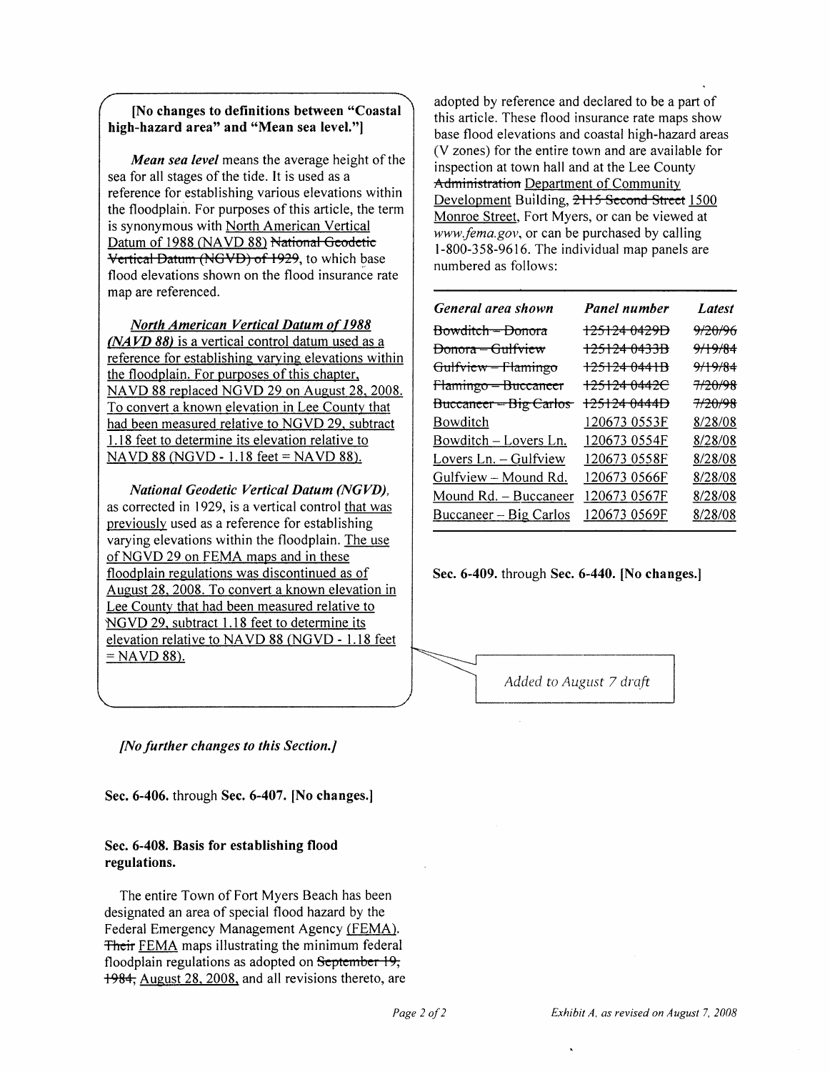**[No changes to definitions between "Coastal high-hazard area" and "Mean sea level."]**

***Mean sea level*** means the average height of the sea for all stages of the tide. It is used as a reference for establishing various elevations within the floodplain. For purposes of this article, the term is synonymous with <u>North American Vertical Datum of 1988 (NAVD 88)</u> ~~National Geodetic Vertical Datum (NGVD) of 1929~~, to which base flood elevations shown on the flood insurance rate map are referenced.

<u>***North American Vertical Datum of 1988 (NAVD 88)*** is a vertical control datum used as a reference for establishing varying elevations within the floodplain. For purposes of this chapter, NAVD 88 replaced NGVD 29 on August 28, 2008. To convert a known elevation in Lee County that had been measured relative to NGVD 29, subtract 1.18 feet to determine its elevation relative to NAVD 88 (NGVD - 1.18 feet = NAVD 88).</u>

***National Geodetic Vertical Datum (NGVD)***, as corrected in 1929, is a vertical control <u>that was previously</u> used as a reference for establishing varying elevations within the floodplain. <u>The use of NGVD 29 on FEMA maps and in these floodplain regulations was discontinued as of August 28, 2008. To convert a known elevation in Lee County that had been measured relative to NGVD 29, subtract 1.18 feet to determine its elevation relative to NAVD 88 (NGVD - 1.18 feet = NAVD 88).</u>

*Added to August 7 draft*

*[No further changes to this Section.]*

**Sec. 6-406.** through **Sec. 6-407. [No changes.]**

**Sec. 6-408. Basis for establishing flood regulations.**

The entire Town of Fort Myers Beach has been designated an area of special flood hazard by the Federal Emergency Management Agency <u>(FEMA)</u>. ~~Their~~ <u>FEMA</u> maps illustrating the minimum federal floodplain regulations as adopted on ~~September 19, 1984,~~ <u>August 28, 2008,</u> and all revisions thereto, are adopted by reference and declared to be a part of this article. These flood insurance rate maps show base flood elevations and coastal high-hazard areas (V zones) for the entire town and are available for inspection at town hall and at the Lee County ~~Administration~~ <u>Department of Community Development</u> Building, ~~2115 Second Street~~ <u>1500 Monroe Street</u>, Fort Myers, or can be viewed at *www.fema.gov*, or can be purchased by calling 1-800-358-9616. The individual map panels are numbered as follows:

| *General area shown* | *Panel number* | *Latest* |
|---|---|---|
| ~~Bowditch – Donora~~ | ~~125124 0429D~~ | ~~9/20/96~~ |
| ~~Donora – Gulfview~~ | ~~125124 0433B~~ | ~~9/19/84~~ |
| ~~Gulfview – Flamingo~~ | ~~125124 0441B~~ | ~~9/19/84~~ |
| ~~Flamingo – Buccaneer~~ | ~~125124 0442C~~ | ~~7/20/98~~ |
| ~~Buccaneer – Big Carlos~~ | ~~125124 0444D~~ | ~~7/20/98~~ |
| <u>Bowditch</u> | <u>120673 0553F</u> | <u>8/28/08</u> |
| <u>Bowditch – Lovers Ln.</u> | <u>120673 0554F</u> | <u>8/28/08</u> |
| <u>Lovers Ln. – Gulfview</u> | <u>120673 0558F</u> | <u>8/28/08</u> |
| <u>Gulfview – Mound Rd.</u> | <u>120673 0566F</u> | <u>8/28/08</u> |
| <u>Mound Rd. – Buccaneer</u> | <u>120673 0567F</u> | <u>8/28/08</u> |
| <u>Buccaneer – Big Carlos</u> | <u>120673 0569F</u> | <u>8/28/08</u> |

**Sec. 6-409.** through **Sec. 6-440. [No changes.]**